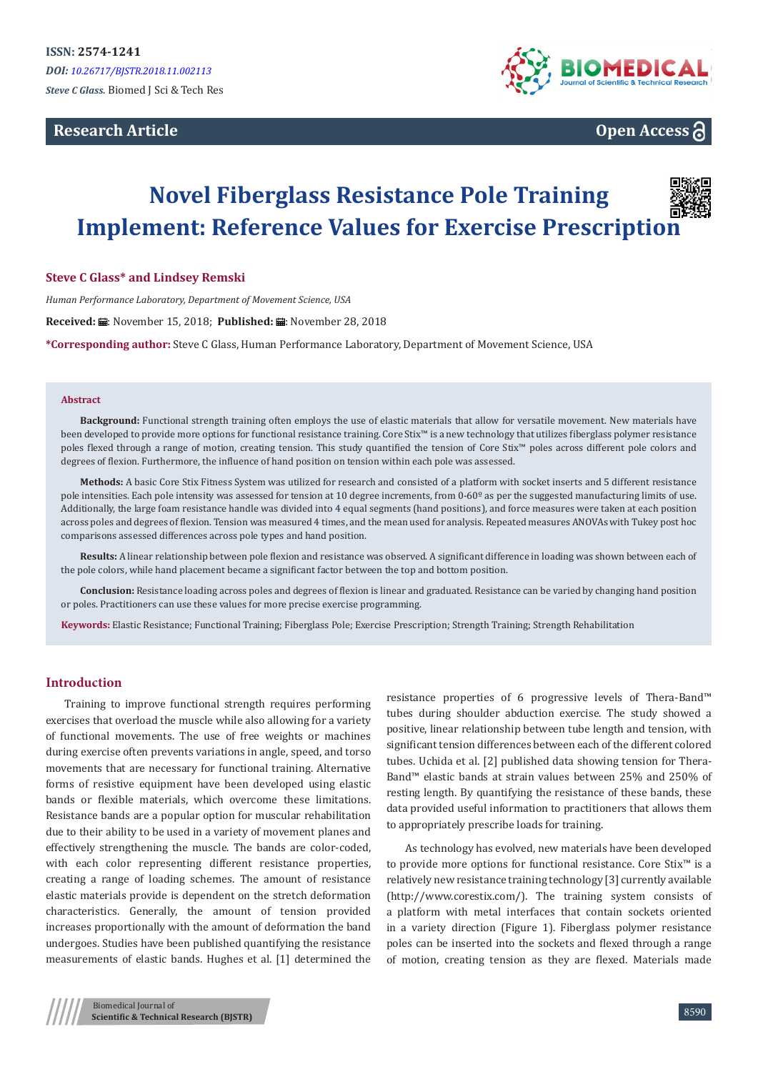ISSN: 2574-1241

*DOI: 10.26717/BJSTR.2018.11.002113*

***Steve C Glass.*** Biomed J Sci & Tech Res

**Research Article**

**Open Access**

# Novel Fiberglass Resistance Pole Training Implement: Reference Values for Exercise Prescription

**Steve C Glass\* and Lindsey Remski**

*Human Performance Laboratory, Department of Movement Science, USA*

**Received:** November 15, 2018; **Published:** November 28, 2018

**\*Corresponding author:** Steve C Glass, Human Performance Laboratory, Department of Movement Science, USA

## Abstract

**Background:** Functional strength training often employs the use of elastic materials that allow for versatile movement. New materials have been developed to provide more options for functional resistance training. Core Stix™ is a new technology that utilizes fiberglass polymer resistance poles flexed through a range of motion, creating tension. This study quantified the tension of Core Stix™ poles across different pole colors and degrees of flexion. Furthermore, the influence of hand position on tension within each pole was assessed.

**Methods:** A basic Core Stix Fitness System was utilized for research and consisted of a platform with socket inserts and 5 different resistance pole intensities. Each pole intensity was assessed for tension at 10 degree increments, from 0-60º as per the suggested manufacturing limits of use. Additionally, the large foam resistance handle was divided into 4 equal segments (hand positions), and force measures were taken at each position across poles and degrees of flexion. Tension was measured 4 times, and the mean used for analysis. Repeated measures ANOVAs with Tukey post hoc comparisons assessed differences across pole types and hand position.

**Results:** A linear relationship between pole flexion and resistance was observed. A significant difference in loading was shown between each of the pole colors, while hand placement became a significant factor between the top and bottom position.

**Conclusion:** Resistance loading across poles and degrees of flexion is linear and graduated. Resistance can be varied by changing hand position or poles. Practitioners can use these values for more precise exercise programming.

**Keywords:** Elastic Resistance; Functional Training; Fiberglass Pole; Exercise Prescription; Strength Training; Strength Rehabilitation

## Introduction

Training to improve functional strength requires performing exercises that overload the muscle while also allowing for a variety of functional movements. The use of free weights or machines during exercise often prevents variations in angle, speed, and torso movements that are necessary for functional training. Alternative forms of resistive equipment have been developed using elastic bands or flexible materials, which overcome these limitations. Resistance bands are a popular option for muscular rehabilitation due to their ability to be used in a variety of movement planes and effectively strengthening the muscle. The bands are color-coded, with each color representing different resistance properties, creating a range of loading schemes. The amount of resistance elastic materials provide is dependent on the stretch deformation characteristics. Generally, the amount of tension provided increases proportionally with the amount of deformation the band undergoes. Studies have been published quantifying the resistance measurements of elastic bands. Hughes et al. [1] determined the resistance properties of 6 progressive levels of Thera-Band™ tubes during shoulder abduction exercise. The study showed a positive, linear relationship between tube length and tension, with significant tension differences between each of the different colored tubes. Uchida et al. [2] published data showing tension for Thera-Band™ elastic bands at strain values between 25% and 250% of resting length. By quantifying the resistance of these bands, these data provided useful information to practitioners that allows them to appropriately prescribe loads for training.

As technology has evolved, new materials have been developed to provide more options for functional resistance. Core Stix™ is a relatively new resistance training technology [3] currently available (http://www.corestix.com/). The training system consists of a platform with metal interfaces that contain sockets oriented in a variety direction (Figure 1). Fiberglass polymer resistance poles can be inserted into the sockets and flexed through a range of motion, creating tension as they are flexed. Materials made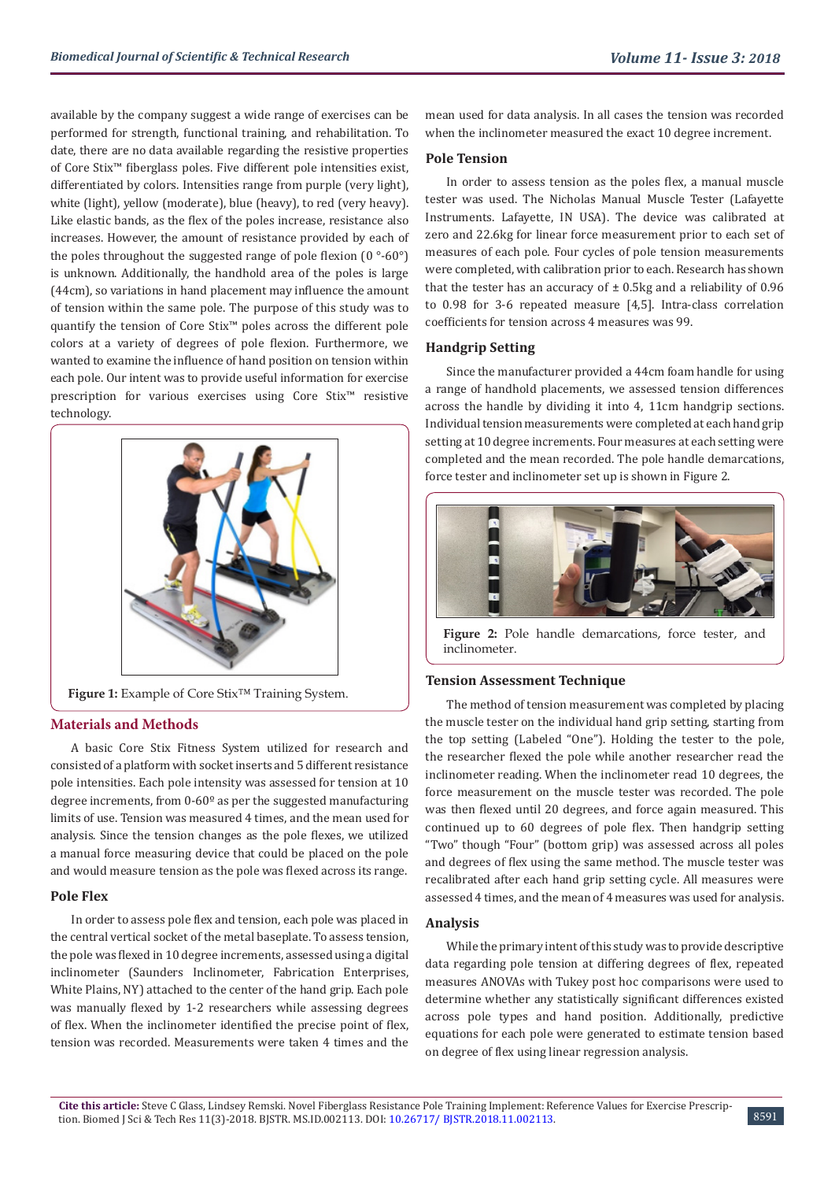available by the company suggest a wide range of exercises can be performed for strength, functional training, and rehabilitation. To date, there are no data available regarding the resistive properties of Core Stix™ fiberglass poles. Five different pole intensities exist, differentiated by colors. Intensities range from purple (very light), white (light), yellow (moderate), blue (heavy), to red (very heavy). Like elastic bands, as the flex of the poles increase, resistance also increases. However, the amount of resistance provided by each of the poles throughout the suggested range of pole flexion (0 °-60°) is unknown. Additionally, the handhold area of the poles is large (44cm), so variations in hand placement may influence the amount of tension within the same pole. The purpose of this study was to quantify the tension of Core Stix™ poles across the different pole colors at a variety of degrees of pole flexion. Furthermore, we wanted to examine the influence of hand position on tension within each pole. Our intent was to provide useful information for exercise prescription for various exercises using Core Stix™ resistive technology.

**Figure 1:** Example of Core Stix™ Training System.

## Materials and Methods

A basic Core Stix Fitness System utilized for research and consisted of a platform with socket inserts and 5 different resistance pole intensities. Each pole intensity was assessed for tension at 10 degree increments, from 0-60º as per the suggested manufacturing limits of use. Tension was measured 4 times, and the mean used for analysis. Since the tension changes as the pole flexes, we utilized a manual force measuring device that could be placed on the pole and would measure tension as the pole was flexed across its range.

### Pole Flex

In order to assess pole flex and tension, each pole was placed in the central vertical socket of the metal baseplate. To assess tension, the pole was flexed in 10 degree increments, assessed using a digital inclinometer (Saunders Inclinometer, Fabrication Enterprises, White Plains, NY) attached to the center of the hand grip. Each pole was manually flexed by 1-2 researchers while assessing degrees of flex. When the inclinometer identified the precise point of flex, tension was recorded. Measurements were taken 4 times and the mean used for data analysis. In all cases the tension was recorded when the inclinometer measured the exact 10 degree increment.

### Pole Tension

In order to assess tension as the poles flex, a manual muscle tester was used. The Nicholas Manual Muscle Tester (Lafayette Instruments. Lafayette, IN USA). The device was calibrated at zero and 22.6kg for linear force measurement prior to each set of measures of each pole. Four cycles of pole tension measurements were completed, with calibration prior to each. Research has shown that the tester has an accuracy of ± 0.5kg and a reliability of 0.96 to 0.98 for 3-6 repeated measure [4,5]. Intra-class correlation coefficients for tension across 4 measures was 99.

### Handgrip Setting

Since the manufacturer provided a 44cm foam handle for using a range of handhold placements, we assessed tension differences across the handle by dividing it into 4, 11cm handgrip sections. Individual tension measurements were completed at each hand grip setting at 10 degree increments. Four measures at each setting were completed and the mean recorded. The pole handle demarcations, force tester and inclinometer set up is shown in Figure 2.

**Figure 2:** Pole handle demarcations, force tester, and inclinometer.

### Tension Assessment Technique

The method of tension measurement was completed by placing the muscle tester on the individual hand grip setting, starting from the top setting (Labeled "One"). Holding the tester to the pole, the researcher flexed the pole while another researcher read the inclinometer reading. When the inclinometer read 10 degrees, the force measurement on the muscle tester was recorded. The pole was then flexed until 20 degrees, and force again measured. This continued up to 60 degrees of pole flex. Then handgrip setting "Two" though "Four" (bottom grip) was assessed across all poles and degrees of flex using the same method. The muscle tester was recalibrated after each hand grip setting cycle. All measures were assessed 4 times, and the mean of 4 measures was used for analysis.

### Analysis

While the primary intent of this study was to provide descriptive data regarding pole tension at differing degrees of flex, repeated measures ANOVAs with Tukey post hoc comparisons were used to determine whether any statistically significant differences existed across pole types and hand position. Additionally, predictive equations for each pole were generated to estimate tension based on degree of flex using linear regression analysis.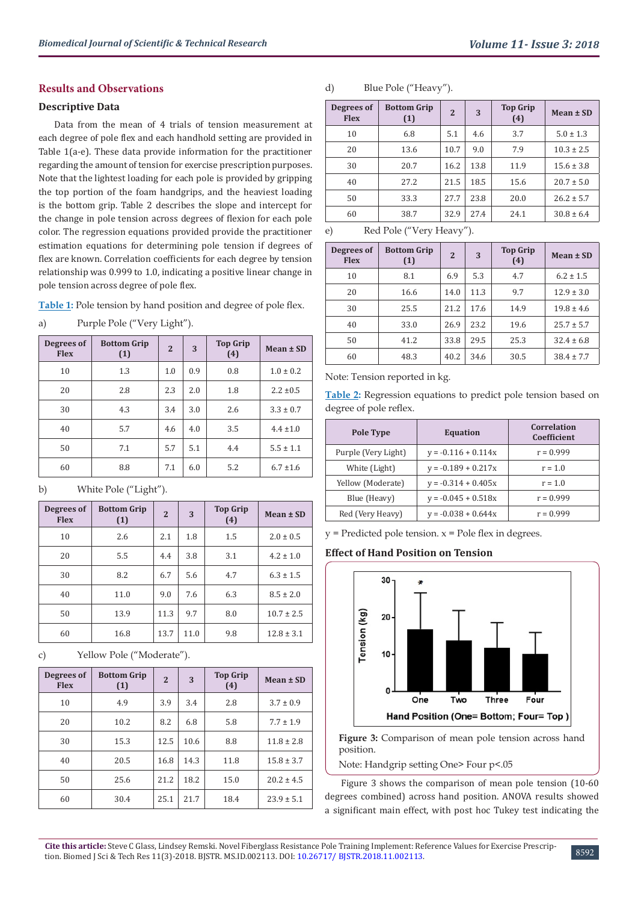## Results and Observations

### Descriptive Data

Data from the mean of 4 trials of tension measurement at each degree of pole flex and each handhold setting are provided in Table 1(a-e). These data provide information for the practitioner regarding the amount of tension for exercise prescription purposes. Note that the lightest loading for each pole is provided by gripping the top portion of the foam handgrips, and the heaviest loading is the bottom grip. Table 2 describes the slope and intercept for the change in pole tension across degrees of flexion for each pole color. The regression equations provided provide the practitioner estimation equations for determining pole tension if degrees of flex are known. Correlation coefficients for each degree by tension relationship was 0.999 to 1.0, indicating a positive linear change in pole tension across degree of pole flex.

**Table 1:** Pole tension by hand position and degree of pole flex.

a) Purple Pole ("Very Light").

| Degrees of Flex | Bottom Grip (1) | 2 | 3 | Top Grip (4) | Mean ± SD |
|---|---|---|---|---|---|
| 10 | 1.3 | 1.0 | 0.9 | 0.8 | 1.0 ± 0.2 |
| 20 | 2.8 | 2.3 | 2.0 | 1.8 | 2.2 ±0.5 |
| 30 | 4.3 | 3.4 | 3.0 | 2.6 | 3.3 ± 0.7 |
| 40 | 5.7 | 4.6 | 4.0 | 3.5 | 4.4 ±1.0 |
| 50 | 7.1 | 5.7 | 5.1 | 4.4 | 5.5 ± 1.1 |
| 60 | 8.8 | 7.1 | 6.0 | 5.2 | 6.7 ±1.6 |

b) White Pole ("Light").

| Degrees of Flex | Bottom Grip (1) | 2 | 3 | Top Grip (4) | Mean ± SD |
|---|---|---|---|---|---|
| 10 | 2.6 | 2.1 | 1.8 | 1.5 | 2.0 ± 0.5 |
| 20 | 5.5 | 4.4 | 3.8 | 3.1 | 4.2 ± 1.0 |
| 30 | 8.2 | 6.7 | 5.6 | 4.7 | 6.3 ± 1.5 |
| 40 | 11.0 | 9.0 | 7.6 | 6.3 | 8.5 ± 2.0 |
| 50 | 13.9 | 11.3 | 9.7 | 8.0 | 10.7 ± 2.5 |
| 60 | 16.8 | 13.7 | 11.0 | 9.8 | 12.8 ± 3.1 |

c) Yellow Pole ("Moderate").

| Degrees of Flex | Bottom Grip (1) | 2 | 3 | Top Grip (4) | Mean ± SD |
|---|---|---|---|---|---|
| 10 | 4.9 | 3.9 | 3.4 | 2.8 | 3.7 ± 0.9 |
| 20 | 10.2 | 8.2 | 6.8 | 5.8 | 7.7 ± 1.9 |
| 30 | 15.3 | 12.5 | 10.6 | 8.8 | 11.8 ± 2.8 |
| 40 | 20.5 | 16.8 | 14.3 | 11.8 | 15.8 ± 3.7 |
| 50 | 25.6 | 21.2 | 18.2 | 15.0 | 20.2 ± 4.5 |
| 60 | 30.4 | 25.1 | 21.7 | 18.4 | 23.9 ± 5.1 |

d) Blue Pole ("Heavy").

| Degrees of Flex | Bottom Grip (1) | 2 | 3 | Top Grip (4) | Mean ± SD |
|---|---|---|---|---|---|
| 10 | 6.8 | 5.1 | 4.6 | 3.7 | 5.0 ± 1.3 |
| 20 | 13.6 | 10.7 | 9.0 | 7.9 | 10.3 ± 2.5 |
| 30 | 20.7 | 16.2 | 13.8 | 11.9 | 15.6 ± 3.8 |
| 40 | 27.2 | 21.5 | 18.5 | 15.6 | 20.7 ± 5.0 |
| 50 | 33.3 | 27.7 | 23.8 | 20.0 | 26.2 ± 5.7 |
| 60 | 38.7 | 32.9 | 27.4 | 24.1 | 30.8 ± 6.4 |

e) Red Pole ("Very Heavy").

| Degrees of Flex | Bottom Grip (1) | 2 | 3 | Top Grip (4) | Mean ± SD |
|---|---|---|---|---|---|
| 10 | 8.1 | 6.9 | 5.3 | 4.7 | 6.2 ± 1.5 |
| 20 | 16.6 | 14.0 | 11.3 | 9.7 | 12.9 ± 3.0 |
| 30 | 25.5 | 21.2 | 17.6 | 14.9 | 19.8 ± 4.6 |
| 40 | 33.0 | 26.9 | 23.2 | 19.6 | 25.7 ± 5.7 |
| 50 | 41.2 | 33.8 | 29.5 | 25.3 | 32.4 ± 6.8 |
| 60 | 48.3 | 40.2 | 34.6 | 30.5 | 38.4 ± 7.7 |

Note: Tension reported in kg.

**Table 2:** Regression equations to predict pole tension based on degree of pole reflex.

| Pole Type | Equation | Correlation Coefficient |
|---|---|---|
| Purple (Very Light) | $y = -0.116 + 0.114x$ | r = 0.999 |
| White (Light) | $y = -0.189 + 0.217x$ | r = 1.0 |
| Yellow (Moderate) | $y = -0.314 + 0.405x$ | r = 1.0 |
| Blue (Heavy) | $y = -0.045 + 0.518x$ | r = 0.999 |
| Red (Very Heavy) | $y = -0.038 + 0.644x$ | r = 0.999 |

y = Predicted pole tension. x = Pole flex in degrees.

### Effect of Hand Position on Tension

**Figure 3:** Comparison of mean pole tension across hand position.

Note: Handgrip setting One> Four p<.05

Figure 3 shows the comparison of mean pole tension (10-60 degrees combined) across hand position. ANOVA results showed a significant main effect, with post hoc Tukey test indicating the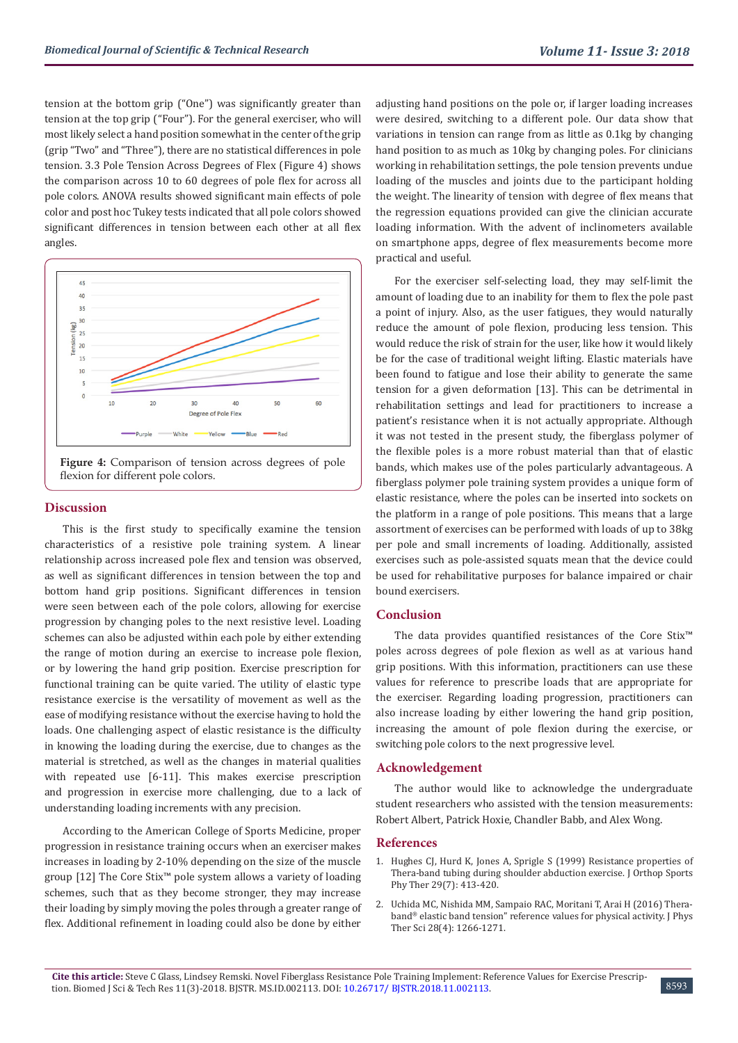tension at the bottom grip ("One") was significantly greater than tension at the top grip ("Four"). For the general exerciser, who will most likely select a hand position somewhat in the center of the grip (grip "Two" and "Three"), there are no statistical differences in pole tension. 3.3 Pole Tension Across Degrees of Flex (Figure 4) shows the comparison across 10 to 60 degrees of pole flex for across all pole colors. ANOVA results showed significant main effects of pole color and post hoc Tukey tests indicated that all pole colors showed significant differences in tension between each other at all flex angles.

**Figure 4:** Comparison of tension across degrees of pole flexion for different pole colors.

## Discussion

This is the first study to specifically examine the tension characteristics of a resistive pole training system. A linear relationship across increased pole flex and tension was observed, as well as significant differences in tension between the top and bottom hand grip positions. Significant differences in tension were seen between each of the pole colors, allowing for exercise progression by changing poles to the next resistive level. Loading schemes can also be adjusted within each pole by either extending the range of motion during an exercise to increase pole flexion, or by lowering the hand grip position. Exercise prescription for functional training can be quite varied. The utility of elastic type resistance exercise is the versatility of movement as well as the ease of modifying resistance without the exercise having to hold the loads. One challenging aspect of elastic resistance is the difficulty in knowing the loading during the exercise, due to changes as the material is stretched, as well as the changes in material qualities with repeated use [6-11]. This makes exercise prescription and progression in exercise more challenging, due to a lack of understanding loading increments with any precision.

According to the American College of Sports Medicine, proper progression in resistance training occurs when an exerciser makes increases in loading by 2-10% depending on the size of the muscle group [12] The Core Stix™ pole system allows a variety of loading schemes, such that as they become stronger, they may increase their loading by simply moving the poles through a greater range of flex. Additional refinement in loading could also be done by either adjusting hand positions on the pole or, if larger loading increases were desired, switching to a different pole. Our data show that variations in tension can range from as little as 0.1kg by changing hand position to as much as 10kg by changing poles. For clinicians working in rehabilitation settings, the pole tension prevents undue loading of the muscles and joints due to the participant holding the weight. The linearity of tension with degree of flex means that the regression equations provided can give the clinician accurate loading information. With the advent of inclinometers available on smartphone apps, degree of flex measurements become more practical and useful.

For the exerciser self-selecting load, they may self-limit the amount of loading due to an inability for them to flex the pole past a point of injury. Also, as the user fatigues, they would naturally reduce the amount of pole flexion, producing less tension. This would reduce the risk of strain for the user, like how it would likely be for the case of traditional weight lifting. Elastic materials have been found to fatigue and lose their ability to generate the same tension for a given deformation [13]. This can be detrimental in rehabilitation settings and lead for practitioners to increase a patient's resistance when it is not actually appropriate. Although it was not tested in the present study, the fiberglass polymer of the flexible poles is a more robust material than that of elastic bands, which makes use of the poles particularly advantageous. A fiberglass polymer pole training system provides a unique form of elastic resistance, where the poles can be inserted into sockets on the platform in a range of pole positions. This means that a large assortment of exercises can be performed with loads of up to 38kg per pole and small increments of loading. Additionally, assisted exercises such as pole-assisted squats mean that the device could be used for rehabilitative purposes for balance impaired or chair bound exercisers.

## Conclusion

The data provides quantified resistances of the Core Stix™ poles across degrees of pole flexion as well as at various hand grip positions. With this information, practitioners can use these values for reference to prescribe loads that are appropriate for the exerciser. Regarding loading progression, practitioners can also increase loading by either lowering the hand grip position, increasing the amount of pole flexion during the exercise, or switching pole colors to the next progressive level.

## Acknowledgement

The author would like to acknowledge the undergraduate student researchers who assisted with the tension measurements: Robert Albert, Patrick Hoxie, Chandler Babb, and Alex Wong.

## References

1. Hughes CJ, Hurd K, Jones A, Sprigle S (1999) Resistance properties of Thera-band tubing during shoulder abduction exercise. J Orthop Sports Phy Ther 29(7): 413-420.
2. Uchida MC, Nishida MM, Sampaio RAC, Moritani T, Arai H (2016) Thera-band® elastic band tension" reference values for physical activity. J Phys Ther Sci 28(4): 1266-1271.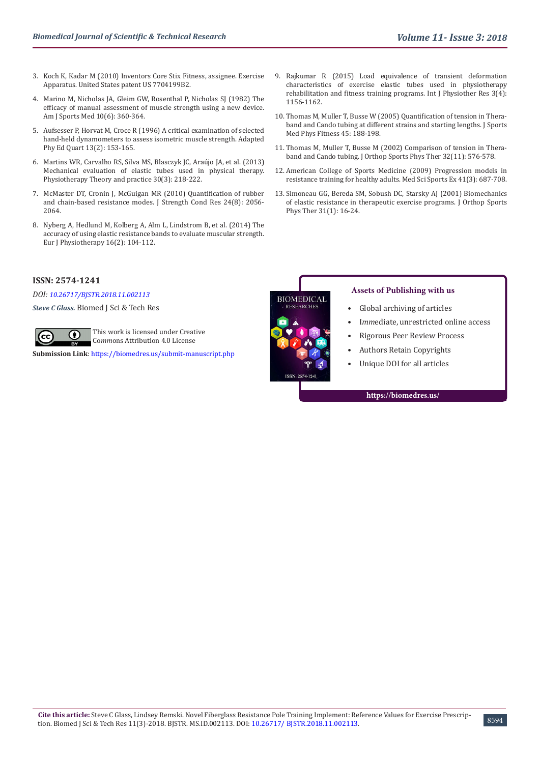3. Koch K, Kadar M (2010) Inventors Core Stix Fitness, assignee. Exercise Apparatus. United States patent US 7704199B2.
4. Marino M, Nicholas JA, Gleim GW, Rosenthal P, Nicholas SJ (1982) The efficacy of manual assessment of muscle strength using a new device. Am J Sports Med 10(6): 360-364.
5. Aufsesser P, Horvat M, Croce R (1996) A critical examination of selected hand-held dynamometers to assess isometric muscle strength. Adapted Phy Ed Quart 13(2): 153-165.
6. Martins WR, Carvalho RS, Silva MS, Blasczyk JC, Araújo JA, et al. (2013) Mechanical evaluation of elastic tubes used in physical therapy. Physiotherapy Theory and practice 30(3): 218-222.
7. McMaster DT, Cronin J, McGuigan MR (2010) Quantification of rubber and chain-based resistance modes. J Strength Cond Res 24(8): 2056-2064.
8. Nyberg A, Hedlund M, Kolberg A, Alm L, Lindstrom B, et al. (2014) The accuracy of using elastic resistance bands to evaluate muscular strength. Eur J Physiotherapy 16(2): 104-112.
9. Rajkumar R (2015) Load equivalence of transient deformation characteristics of exercise elastic tubes used in physiotherapy rehabilitation and fitness training programs. Int J Physiother Res 3(4): 1156-1162.
10. Thomas M, Muller T, Busse W (2005) Quantification of tension in Thera-band and Cando tubing at different strains and starting lengths. J Sports Med Phys Fitness 45: 188-198.
11. Thomas M, Muller T, Busse M (2002) Comparison of tension in Thera-band and Cando tubing. J Orthop Sports Phys Ther 32(11): 576-578.
12. American College of Sports Medicine (2009) Progression models in resistance training for healthy adults. Med Sci Sports Ex 41(3): 687-708.
13. Simoneau GG, Bereda SM, Sobush DC, Starsky AJ (2001) Biomechanics of elastic resistance in therapeutic exercise programs. J Orthop Sports Phys Ther 31(1): 16-24.

**ISSN: 2574-1241**

*DOI: 10.26717/BJSTR.2018.11.002113*

***Steve C Glass.*** Biomed J Sci & Tech Res

This work is licensed under Creative Commons Attribution 4.0 License

**Submission Link**: https://biomedres.us/submit-manuscript.php

**Assets of Publishing with us**

- Global archiving of articles
- Immediate, unrestricted online access
- Rigorous Peer Review Process
- Authors Retain Copyrights
- Unique DOI for all articles

**https://biomedres.us/**

**Cite this article:** Steve C Glass, Lindsey Remski. Novel Fiberglass Resistance Pole Training Implement: Reference Values for Exercise Prescription. Biomed J Sci & Tech Res 11(3)-2018. BJSTR. MS.ID.002113. DOI: 10.26717/ BJSTR.2018.11.002113.